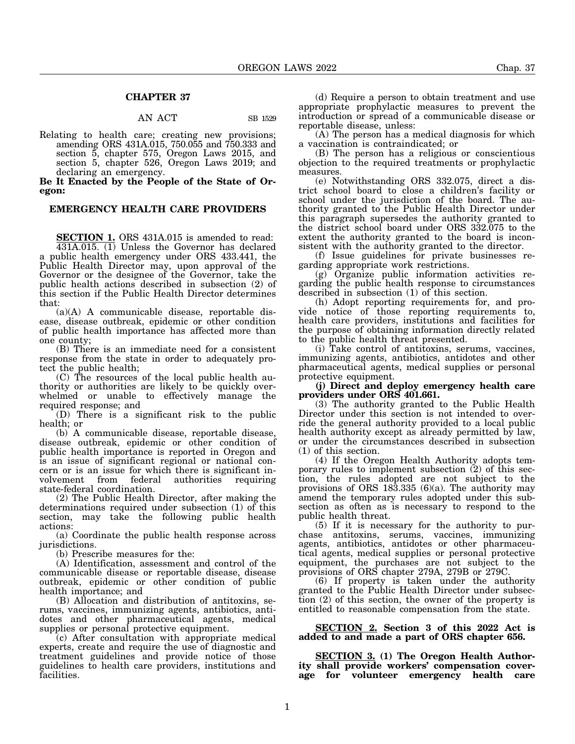## CHAPTER 37

AN ACT SB 1529

Relating to health care; creating new provisions; amending ORS 431A.015, 750.055 and 750.333 and section 5, chapter 575, Oregon Laws 2015, and section 5, chapter 526, Oregon Laws 2019; and declaring an emergency.

**Be It Enacted by the People of the State of Oregon:**

### EMERGENCY HEALTH CARE PROVIDERS

**SECTION 1.** ORS 431A.015 is amended to read:

431A.015. (1) Unless the Governor has declared a public health emergency under ORS 433.441, the Public Health Director may, upon approval of the Governor or the designee of the Governor, take the public health actions described in subsection (2) of this section if the Public Health Director determines that:

(a)(A) A communicable disease, reportable disease, disease outbreak, epidemic or other condition of public health importance has affected more than one county;

(B) There is an immediate need for a consistent response from the state in order to adequately protect the public health;

(C) The resources of the local public health authority or authorities are likely to be quickly overwhelmed or unable to effectively manage the required response; and

(D) There is a significant risk to the public health; or

(b) A communicable disease, reportable disease, disease outbreak, epidemic or other condition of public health importance is reported in Oregon and is an issue of significant regional or national concern or is an issue for which there is significant involvement from federal authorities requiring state-federal coordination.

(2) The Public Health Director, after making the determinations required under subsection (1) of this section, may take the following public health actions:

(a) Coordinate the public health response across jurisdictions.

(b) Prescribe measures for the:

(A) Identification, assessment and control of the communicable disease or reportable disease, disease outbreak, epidemic or other condition of public health importance; and

(B) Allocation and distribution of antitoxins, serums, vaccines, immunizing agents, antibiotics, antidotes and other pharmaceutical agents, medical supplies or personal protective equipment.

(c) After consultation with appropriate medical experts, create and require the use of diagnostic and treatment guidelines and provide notice of those guidelines to health care providers, institutions and facilities.

(d) Require a person to obtain treatment and use appropriate prophylactic measures to prevent the introduction or spread of a communicable disease or reportable disease, unless:

(A) The person has a medical diagnosis for which a vaccination is contraindicated; or

(B) The person has a religious or conscientious objection to the required treatments or prophylactic measures.

(e) Notwithstanding ORS 332.075, direct a district school board to close a children's facility or school under the jurisdiction of the board. The authority granted to the Public Health Director under this paragraph supersedes the authority granted to the district school board under ORS 332.075 to the extent the authority granted to the board is inconsistent with the authority granted to the director.

(f) Issue guidelines for private businesses regarding appropriate work restrictions.

(g) Organize public information activities regarding the public health response to circumstances described in subsection (1) of this section.

(h) Adopt reporting requirements for, and provide notice of those reporting requirements to, health care providers, institutions and facilities for the purpose of obtaining information directly related to the public health threat presented.

(i) Take control of antitoxins, serums, vaccines, immunizing agents, antibiotics, antidotes and other pharmaceutical agents, medical supplies or personal protective equipment.

**(j) Direct and deploy emergency health care providers under ORS 401.661.**

(3) The authority granted to the Public Health Director under this section is not intended to override the general authority provided to a local public health authority except as already permitted by law, or under the circumstances described in subsection (1) of this section.

(4) If the Oregon Health Authority adopts temporary rules to implement subsection (2) of this section, the rules adopted are not subject to the provisions of ORS 183.335 (6)(a). The authority may amend the temporary rules adopted under this subsection as often as is necessary to respond to the public health threat.

(5) If it is necessary for the authority to purchase antitoxins, serums, vaccines, immunizing agents, antibiotics, antidotes or other pharmaceutical agents, medical supplies or personal protective equipment, the purchases are not subject to the provisions of ORS chapter 279A, 279B or 279C.

(6) If property is taken under the authority granted to the Public Health Director under subsection (2) of this section, the owner of the property is entitled to reasonable compensation from the state.

**SECTION 2. Section 3 of this 2022 Act is added to and made a part of ORS chapter 656.**

**SECTION 3. (1) The Oregon Health Authority shall provide workers' compensation coverage for volunteer emergency health care**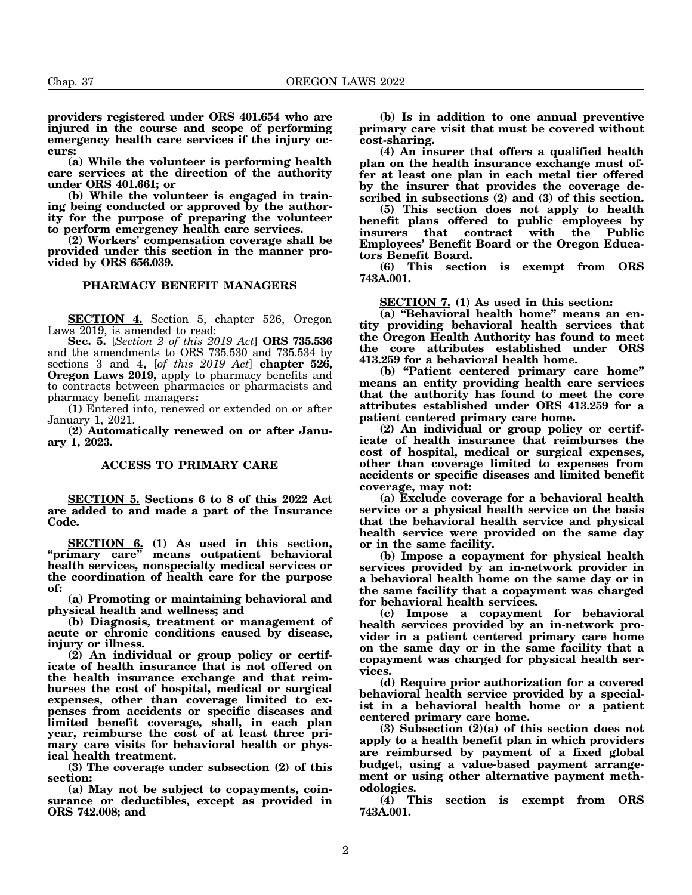**providers registered under ORS 401.654 who are injured in the course and scope of performing emergency health care services if the injury occurs:**

**(a) While the volunteer is performing health care services at the direction of the authority under ORS 401.661; or**

**(b) While the volunteer is engaged in training being conducted or approved by the authority for the purpose of preparing the volunteer to perform emergency health care services.**

**(2) Workers' compensation coverage shall be provided under this section in the manner provided by ORS 656.039.**

## PHARMACY BENEFIT MANAGERS

**SECTION 4.** Section 5, chapter 526, Oregon Laws 2019, is amended to read:

**Sec. 5.** [*Section 2 of this 2019 Act*] **ORS 735.536** and the amendments to ORS 735.530 and 735.534 by sections 3 and 4**,** [*of this 2019 Act*] **chapter 526, Oregon Laws 2019,** apply to pharmacy benefits and to contracts between pharmacies or pharmacists and pharmacy benefit managers**:**

**(1)** Entered into, renewed or extended on or after January 1, 2021.

**(2) Automatically renewed on or after January 1, 2023.**

## ACCESS TO PRIMARY CARE

**SECTION 5. Sections 6 to 8 of this 2022 Act are added to and made a part of the Insurance Code.**

**SECTION 6. (1) As used in this section, "primary care" means outpatient behavioral health services, nonspecialty medical services or the coordination of health care for the purpose of:**

**(a) Promoting or maintaining behavioral and physical health and wellness; and**

**(b) Diagnosis, treatment or management of acute or chronic conditions caused by disease, injury or illness.**

**(2) An individual or group policy or certificate of health insurance that is not offered on the health insurance exchange and that reimburses the cost of hospital, medical or surgical expenses, other than coverage limited to expenses from accidents or specific diseases and limited benefit coverage, shall, in each plan year, reimburse the cost of at least three primary care visits for behavioral health or physical health treatment.**

**(3) The coverage under subsection (2) of this section:**

**(a) May not be subject to copayments, coinsurance or deductibles, except as provided in ORS 742.008; and**

**(b) Is in addition to one annual preventive primary care visit that must be covered without cost-sharing.**

**(4) An insurer that offers a qualified health plan on the health insurance exchange must offer at least one plan in each metal tier offered by the insurer that provides the coverage described in subsections (2) and (3) of this section.**

**(5) This section does not apply to health benefit plans offered to public employees by insurers that contract with the Public Employees' Benefit Board or the Oregon Educators Benefit Board.**

**(6) This section is exempt from ORS 743A.001.**

**SECTION 7. (1) As used in this section:**

**(a) "Behavioral health home" means an entity providing behavioral health services that the Oregon Health Authority has found to meet the core attributes established under ORS 413.259 for a behavioral health home.**

**(b) "Patient centered primary care home" means an entity providing health care services that the authority has found to meet the core attributes established under ORS 413.259 for a patient centered primary care home.**

**(2) An individual or group policy or certificate of health insurance that reimburses the cost of hospital, medical or surgical expenses, other than coverage limited to expenses from accidents or specific diseases and limited benefit coverage, may not:**

**(a) Exclude coverage for a behavioral health service or a physical health service on the basis that the behavioral health service and physical health service were provided on the same day or in the same facility.**

**(b) Impose a copayment for physical health services provided by an in-network provider in a behavioral health home on the same day or in the same facility that a copayment was charged for behavioral health services.**

**(c) Impose a copayment for behavioral health services provided by an in-network provider in a patient centered primary care home on the same day or in the same facility that a copayment was charged for physical health services.**

**(d) Require prior authorization for a covered behavioral health service provided by a specialist in a behavioral health home or a patient centered primary care home.**

**(3) Subsection (2)(a) of this section does not apply to a health benefit plan in which providers are reimbursed by payment of a fixed global budget, using a value-based payment arrangement or using other alternative payment methodologies.**

**(4) This section is exempt from ORS 743A.001.**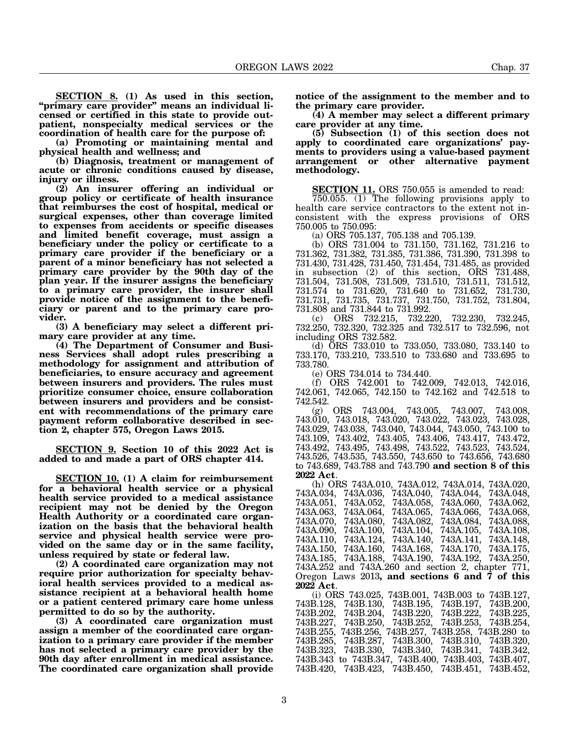**SECTION 8. (1) As used in this section, "primary care provider" means an individual licensed or certified in this state to provide outpatient, nonspecialty medical services or the coordination of health care for the purpose of:**

**(a) Promoting or maintaining mental and physical health and wellness; and**

**(b) Diagnosis, treatment or management of acute or chronic conditions caused by disease, injury or illness.**

**(2) An insurer offering an individual or group policy or certificate of health insurance that reimburses the cost of hospital, medical or surgical expenses, other than coverage limited to expenses from accidents or specific diseases and limited benefit coverage, must assign a beneficiary under the policy or certificate to a primary care provider if the beneficiary or a parent of a minor beneficiary has not selected a primary care provider by the 90th day of the plan year. If the insurer assigns the beneficiary to a primary care provider, the insurer shall provide notice of the assignment to the beneficiary or parent and to the primary care provider.**

**(3) A beneficiary may select a different primary care provider at any time.**

**(4) The Department of Consumer and Business Services shall adopt rules prescribing a methodology for assignment and attribution of beneficiaries, to ensure accuracy and agreement between insurers and providers. The rules must prioritize consumer choice, ensure collaboration between insurers and providers and be consistent with recommendations of the primary care payment reform collaborative described in section 2, chapter 575, Oregon Laws 2015.**

**SECTION 9. Section 10 of this 2022 Act is added to and made a part of ORS chapter 414.**

**SECTION 10. (1) A claim for reimbursement for a behavioral health service or a physical health service provided to a medical assistance recipient may not be denied by the Oregon Health Authority or a coordinated care organization on the basis that the behavioral health service and physical health service were provided on the same day or in the same facility, unless required by state or federal law.**

**(2) A coordinated care organization may not require prior authorization for specialty behavioral health services provided to a medical assistance recipient at a behavioral health home or a patient centered primary care home unless permitted to do so by the authority.**

**(3) A coordinated care organization must assign a member of the coordinated care organization to a primary care provider if the member has not selected a primary care provider by the 90th day after enrollment in medical assistance. The coordinated care organization shall provide notice of the assignment to the member and to the primary care provider.**

**(4) A member may select a different primary care provider at any time.**

**(5) Subsection (1) of this section does not apply to coordinated care organizations' payments to providers using a value-based payment arrangement or other alternative payment methodology.**

**SECTION 11.** ORS 750.055 is amended to read:

750.055. (1) The following provisions apply to health care service contractors to the extent not inconsistent with the express provisions of ORS 750.005 to 750.095:

(a) ORS 705.137, 705.138 and 705.139.

(b) ORS 731.004 to 731.150, 731.162, 731.216 to 731.362, 731.382, 731.385, 731.386, 731.390, 731.398 to 731.430, 731.428, 731.450, 731.454, 731.485, as provided in subsection (2) of this section, ORS 731.488, 731.504, 731.508, 731.509, 731.510, 731.511, 731.512, 731.574 to 731.620, 731.640 to 731.652, 731.730, 731.731, 731.735, 731.737, 731.750, 731.752, 731.804, 731.808 and 731.844 to 731.992.

(c) ORS 732.215, 732.220, 732.230, 732.245, 732.250, 732.320, 732.325 and 732.517 to 732.596, not including ORS 732.582.

(d) ORS 733.010 to 733.050, 733.080, 733.140 to 733.170, 733.210, 733.510 to 733.680 and 733.695 to 733.780.

(e) ORS 734.014 to 734.440.

(f) ORS 742.001 to 742.009, 742.013, 742.016, 742.061, 742.065, 742.150 to 742.162 and 742.518 to 742.542.

(g) ORS 743.004, 743.005, 743.007, 743.008, 743.010, 743.018, 743.020, 743.022, 743.023, 743.028, 743.029, 743.038, 743.040, 743.044, 743.050, 743.100 to 743.109, 743.402, 743.405, 743.406, 743.417, 743.472, 743.492, 743.495, 743.498, 743.522, 743.523, 743.524, 743.526, 743.535, 743.550, 743.650 to 743.656, 743.680 to 743.689, 743.788 and 743.790 **and section 8 of this 2022 Act**.

(h) ORS 743A.010, 743A.012, 743A.014, 743A.020, 743A.034, 743A.036, 743A.040, 743A.044, 743A.048, 743A.051, 743A.052, 743A.058, 743A.060, 743A.062, 743A.063, 743A.064, 743A.065, 743A.066, 743A.068, 743A.070, 743A.080, 743A.082, 743A.084, 743A.088, 743A.090, 743A.100, 743A.104, 743A.105, 743A.108, 743A.110, 743A.124, 743A.140, 743A.141, 743A.148, 743A.150, 743A.160, 743A.168, 743A.170, 743A.175, 743A.185, 743A.188, 743A.190, 743A.192, 743A.250, 743A.252 and 743A.260 and section 2, chapter 771, Oregon Laws 2013**, and sections 6 and 7 of this 2022 Act**.

(i) ORS 743.025, 743B.001, 743B.003 to 743B.127, 743B.128, 743B.130, 743B.195, 743B.197, 743B.200, 743B.202, 743B.204, 743B.220, 743B.222, 743B.225, 743B.227, 743B.250, 743B.252, 743B.253, 743B.254, 743B.255, 743B.256, 743B.257, 743B.258, 743B.280 to 743B.285, 743B.287, 743B.300, 743B.310, 743B.320, 743B.323, 743B.330, 743B.340, 743B.341, 743B.342, 743B.343 to 743B.347, 743B.400, 743B.403, 743B.407, 743B.420, 743B.423, 743B.450, 743B.451, 743B.452,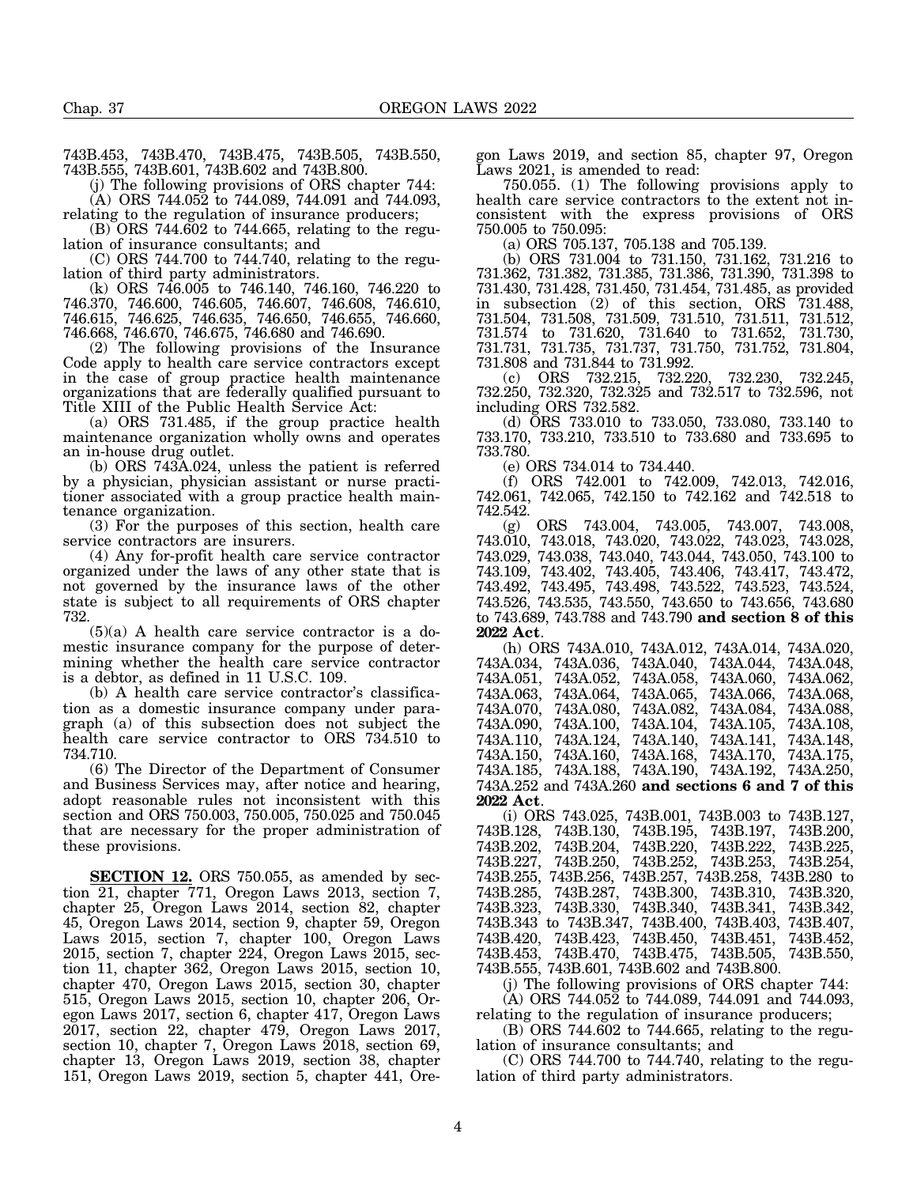743B.453, 743B.470, 743B.475, 743B.505, 743B.550, 743B.555, 743B.601, 743B.602 and 743B.800.

(j) The following provisions of ORS chapter 744:

(A) ORS 744.052 to 744.089, 744.091 and 744.093, relating to the regulation of insurance producers;

(B) ORS 744.602 to 744.665, relating to the regulation of insurance consultants; and

(C) ORS 744.700 to 744.740, relating to the regulation of third party administrators.

(k) ORS 746.005 to 746.140, 746.160, 746.220 to 746.370, 746.600, 746.605, 746.607, 746.608, 746.610, 746.615, 746.625, 746.635, 746.650, 746.655, 746.660, 746.668, 746.670, 746.675, 746.680 and 746.690.

(2) The following provisions of the Insurance Code apply to health care service contractors except in the case of group practice health maintenance organizations that are federally qualified pursuant to Title XIII of the Public Health Service Act:

(a) ORS 731.485, if the group practice health maintenance organization wholly owns and operates an in-house drug outlet.

(b) ORS 743A.024, unless the patient is referred by a physician, physician assistant or nurse practitioner associated with a group practice health maintenance organization.

(3) For the purposes of this section, health care service contractors are insurers.

(4) Any for-profit health care service contractor organized under the laws of any other state that is not governed by the insurance laws of the other state is subject to all requirements of ORS chapter 732.

(5)(a) A health care service contractor is a domestic insurance company for the purpose of determining whether the health care service contractor is a debtor, as defined in 11 U.S.C. 109.

(b) A health care service contractor's classification as a domestic insurance company under paragraph (a) of this subsection does not subject the health care service contractor to ORS 734.510 to 734.710.

(6) The Director of the Department of Consumer and Business Services may, after notice and hearing, adopt reasonable rules not inconsistent with this section and ORS 750.003, 750.005, 750.025 and 750.045 that are necessary for the proper administration of these provisions.

**SECTION 12.** ORS 750.055, as amended by section 21, chapter 771, Oregon Laws 2013, section 7, chapter 25, Oregon Laws 2014, section 82, chapter 45, Oregon Laws 2014, section 9, chapter 59, Oregon Laws 2015, section 7, chapter 100, Oregon Laws 2015, section 7, chapter 224, Oregon Laws 2015, section 11, chapter 362, Oregon Laws 2015, section 10, chapter 470, Oregon Laws 2015, section 30, chapter 515, Oregon Laws 2015, section 10, chapter 206, Oregon Laws 2017, section 6, chapter 417, Oregon Laws 2017, section 22, chapter 479, Oregon Laws 2017, section 10, chapter 7, Oregon Laws 2018, section 69, chapter 13, Oregon Laws 2019, section 38, chapter 151, Oregon Laws 2019, section 5, chapter 441, Oregon Laws 2019, and section 85, chapter 97, Oregon Laws 2021, is amended to read:

750.055. (1) The following provisions apply to health care service contractors to the extent not inconsistent with the express provisions of ORS 750.005 to 750.095:

(a) ORS 705.137, 705.138 and 705.139.

(b) ORS 731.004 to 731.150, 731.162, 731.216 to 731.362, 731.382, 731.385, 731.386, 731.390, 731.398 to 731.430, 731.428, 731.450, 731.454, 731.485, as provided in subsection (2) of this section, ORS 731.488, 731.504, 731.508, 731.509, 731.510, 731.511, 731.512, 731.574 to 731.620, 731.640 to 731.652, 731.730, 731.731, 731.735, 731.737, 731.750, 731.752, 731.804, 731.808 and 731.844 to 731.992.

(c) ORS 732.215, 732.220, 732.230, 732.245, 732.250, 732.320, 732.325 and 732.517 to 732.596, not including ORS 732.582.

(d) ORS 733.010 to 733.050, 733.080, 733.140 to 733.170, 733.210, 733.510 to 733.680 and 733.695 to 733.780.

(e) ORS 734.014 to 734.440.

(f) ORS 742.001 to 742.009, 742.013, 742.016, 742.061, 742.065, 742.150 to 742.162 and 742.518 to 742.542.

(g) ORS 743.004, 743.005, 743.007, 743.008, 743.010, 743.018, 743.020, 743.022, 743.023, 743.028, 743.029, 743.038, 743.040, 743.044, 743.050, 743.100 to 743.109, 743.402, 743.405, 743.406, 743.417, 743.472, 743.492, 743.495, 743.498, 743.522, 743.523, 743.524, 743.526, 743.535, 743.550, 743.650 to 743.656, 743.680 to 743.689, 743.788 and 743.790 **and section 8 of this 2022 Act**.

(h) ORS 743A.010, 743A.012, 743A.014, 743A.020, 743A.034, 743A.036, 743A.040, 743A.044, 743A.048, 743A.051, 743A.052, 743A.058, 743A.060, 743A.062, 743A.063, 743A.064, 743A.065, 743A.066, 743A.068, 743A.070, 743A.080, 743A.082, 743A.084, 743A.088, 743A.090, 743A.100, 743A.104, 743A.105, 743A.108, 743A.110, 743A.124, 743A.140, 743A.141, 743A.148, 743A.150, 743A.160, 743A.168, 743A.170, 743A.175, 743A.185, 743A.188, 743A.190, 743A.192, 743A.250, 743A.252 and 743A.260 **and sections 6 and 7 of this 2022 Act**.

(i) ORS 743.025, 743B.001, 743B.003 to 743B.127, 743B.128, 743B.130, 743B.195, 743B.197, 743B.200, 743B.202, 743B.204, 743B.220, 743B.222, 743B.225, 743B.227, 743B.250, 743B.252, 743B.253, 743B.254, 743B.255, 743B.256, 743B.257, 743B.258, 743B.280 to 743B.285, 743B.287, 743B.300, 743B.310, 743B.320, 743B.323, 743B.330, 743B.340, 743B.341, 743B.342, 743B.343 to 743B.347, 743B.400, 743B.403, 743B.407, 743B.420, 743B.423, 743B.450, 743B.451, 743B.452, 743B.453, 743B.470, 743B.475, 743B.505, 743B.550, 743B.555, 743B.601, 743B.602 and 743B.800.

(j) The following provisions of ORS chapter 744:

(A) ORS 744.052 to 744.089, 744.091 and 744.093, relating to the regulation of insurance producers;

(B) ORS 744.602 to 744.665, relating to the regulation of insurance consultants; and

(C) ORS 744.700 to 744.740, relating to the regulation of third party administrators.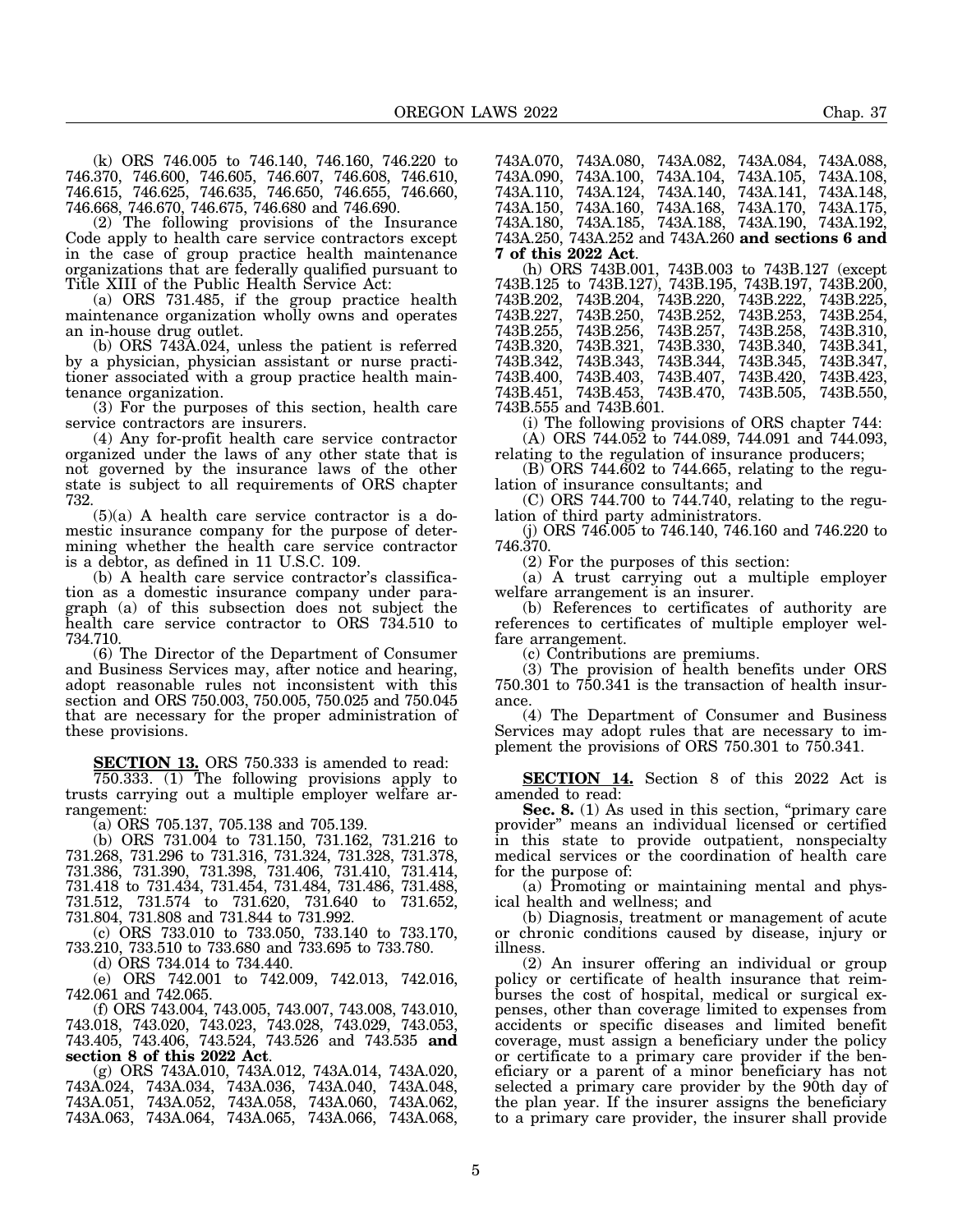(k) ORS 746.005 to 746.140, 746.160, 746.220 to 746.370, 746.600, 746.605, 746.607, 746.608, 746.610, 746.615, 746.625, 746.635, 746.650, 746.655, 746.660, 746.668, 746.670, 746.675, 746.680 and 746.690.

(2) The following provisions of the Insurance Code apply to health care service contractors except in the case of group practice health maintenance organizations that are federally qualified pursuant to Title XIII of the Public Health Service Act:

(a) ORS 731.485, if the group practice health maintenance organization wholly owns and operates an in-house drug outlet.

(b) ORS 743A.024, unless the patient is referred by a physician, physician assistant or nurse practitioner associated with a group practice health maintenance organization.

(3) For the purposes of this section, health care service contractors are insurers.

(4) Any for-profit health care service contractor organized under the laws of any other state that is not governed by the insurance laws of the other state is subject to all requirements of ORS chapter 732.

(5)(a) A health care service contractor is a domestic insurance company for the purpose of determining whether the health care service contractor is a debtor, as defined in 11 U.S.C. 109.

(b) A health care service contractor's classification as a domestic insurance company under paragraph (a) of this subsection does not subject the health care service contractor to ORS 734.510 to 734.710.

(6) The Director of the Department of Consumer and Business Services may, after notice and hearing, adopt reasonable rules not inconsistent with this section and ORS 750.003, 750.005, 750.025 and 750.045 that are necessary for the proper administration of these provisions.

**SECTION 13.** ORS 750.333 is amended to read:

750.333. (1) The following provisions apply to trusts carrying out a multiple employer welfare arrangement:

(a) ORS 705.137, 705.138 and 705.139.

(b) ORS 731.004 to 731.150, 731.162, 731.216 to 731.268, 731.296 to 731.316, 731.324, 731.328, 731.378, 731.386, 731.390, 731.398, 731.406, 731.410, 731.414, 731.418 to 731.434, 731.454, 731.484, 731.486, 731.488, 731.512, 731.574 to 731.620, 731.640 to 731.652, 731.804, 731.808 and 731.844 to 731.992.

(c) ORS 733.010 to 733.050, 733.140 to 733.170, 733.210, 733.510 to 733.680 and 733.695 to 733.780.

(d) ORS 734.014 to 734.440.

(e) ORS 742.001 to 742.009, 742.013, 742.016, 742.061 and 742.065.

(f) ORS 743.004, 743.005, 743.007, 743.008, 743.010, 743.018, 743.020, 743.023, 743.028, 743.029, 743.053, 743.405, 743.406, 743.524, 743.526 and 743.535 **and section 8 of this 2022 Act**.

(g) ORS 743A.010, 743A.012, 743A.014, 743A.020, 743A.024, 743A.034, 743A.036, 743A.040, 743A.048, 743A.051, 743A.052, 743A.058, 743A.060, 743A.062, 743A.063, 743A.064, 743A.065, 743A.066, 743A.068, 743A.070, 743A.080, 743A.082, 743A.084, 743A.088, 743A.090, 743A.100, 743A.104, 743A.105, 743A.108, 743A.110, 743A.124, 743A.140, 743A.141, 743A.148, 743A.150, 743A.160, 743A.168, 743A.170, 743A.175, 743A.180, 743A.185, 743A.188, 743A.190, 743A.192, 743A.250, 743A.252 and 743A.260 **and sections 6 and 7 of this 2022 Act**.

(h) ORS 743B.001, 743B.003 to 743B.127 (except 743B.125 to 743B.127), 743B.195, 743B.197, 743B.200, 743B.202, 743B.204, 743B.220, 743B.222, 743B.225, 743B.227, 743B.250, 743B.252, 743B.253, 743B.254, 743B.255, 743B.256, 743B.257, 743B.258, 743B.310, 743B.320, 743B.321, 743B.330, 743B.340, 743B.341, 743B.342, 743B.343, 743B.344, 743B.345, 743B.347, 743B.400, 743B.403, 743B.407, 743B.420, 743B.423, 743B.451, 743B.453, 743B.470, 743B.505, 743B.550, 743B.555 and 743B.601.

(i) The following provisions of ORS chapter 744:

(A) ORS 744.052 to 744.089, 744.091 and 744.093, relating to the regulation of insurance producers;

(B) ORS 744.602 to 744.665, relating to the regulation of insurance consultants; and

(C) ORS 744.700 to 744.740, relating to the regulation of third party administrators.

(j) ORS 746.005 to 746.140, 746.160 and 746.220 to 746.370.

(2) For the purposes of this section:

(a) A trust carrying out a multiple employer welfare arrangement is an insurer.

(b) References to certificates of authority are references to certificates of multiple employer welfare arrangement.

(c) Contributions are premiums.

(3) The provision of health benefits under ORS 750.301 to 750.341 is the transaction of health insurance.

(4) The Department of Consumer and Business Services may adopt rules that are necessary to implement the provisions of ORS 750.301 to 750.341.

**SECTION 14.** Section 8 of this 2022 Act is amended to read:

**Sec. 8.** (1) As used in this section, "primary care provider" means an individual licensed or certified in this state to provide outpatient, nonspecialty medical services or the coordination of health care for the purpose of:

(a) Promoting or maintaining mental and physical health and wellness; and

(b) Diagnosis, treatment or management of acute or chronic conditions caused by disease, injury or illness.

(2) An insurer offering an individual or group policy or certificate of health insurance that reimburses the cost of hospital, medical or surgical expenses, other than coverage limited to expenses from accidents or specific diseases and limited benefit coverage, must assign a beneficiary under the policy or certificate to a primary care provider if the beneficiary or a parent of a minor beneficiary has not selected a primary care provider by the 90th day of the plan year. If the insurer assigns the beneficiary to a primary care provider, the insurer shall provide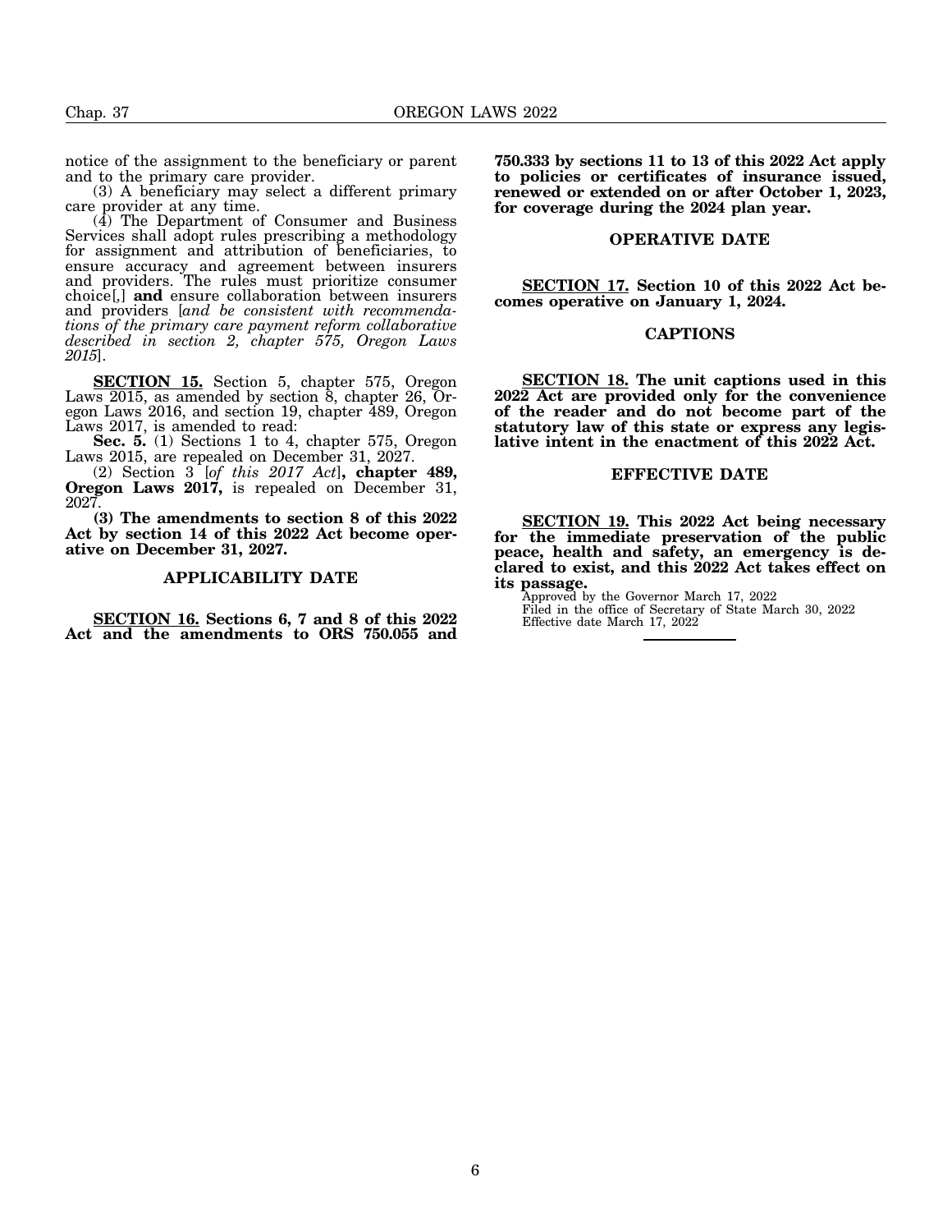notice of the assignment to the beneficiary or parent and to the primary care provider.

(3) A beneficiary may select a different primary care provider at any time.

(4) The Department of Consumer and Business Services shall adopt rules prescribing a methodology for assignment and attribution of beneficiaries, to ensure accuracy and agreement between insurers and providers. The rules must prioritize consumer choice[,] **and** ensure collaboration between insurers and providers [*and be consistent with recommendations of the primary care payment reform collaborative described in section 2, chapter 575, Oregon Laws 2015*].

**SECTION 15.** Section 5, chapter 575, Oregon Laws 2015, as amended by section 8, chapter 26, Oregon Laws 2016, and section 19, chapter 489, Oregon Laws 2017, is amended to read:

**Sec. 5.** (1) Sections 1 to 4, chapter 575, Oregon Laws 2015, are repealed on December 31, 2027.

(2) Section 3 [*of this 2017 Act*]**, chapter 489, Oregon Laws 2017,** is repealed on December 31, 2027.

**(3) The amendments to section 8 of this 2022 Act by section 14 of this 2022 Act become operative on December 31, 2027.**

### APPLICABILITY DATE

**SECTION 16. Sections 6, 7 and 8 of this 2022 Act and the amendments to ORS 750.055 and 750.333 by sections 11 to 13 of this 2022 Act apply to policies or certificates of insurance issued, renewed or extended on or after October 1, 2023, for coverage during the 2024 plan year.**

### OPERATIVE DATE

**SECTION 17. Section 10 of this 2022 Act becomes operative on January 1, 2024.**

### CAPTIONS

**SECTION 18. The unit captions used in this 2022 Act are provided only for the convenience of the reader and do not become part of the statutory law of this state or express any legislative intent in the enactment of this 2022 Act.**

### EFFECTIVE DATE

**SECTION 19. This 2022 Act being necessary for the immediate preservation of the public peace, health and safety, an emergency is declared to exist, and this 2022 Act takes effect on its passage.**

Approved by the Governor March 17, 2022
Filed in the office of Secretary of State March 30, 2022
Effective date March 17, 2022